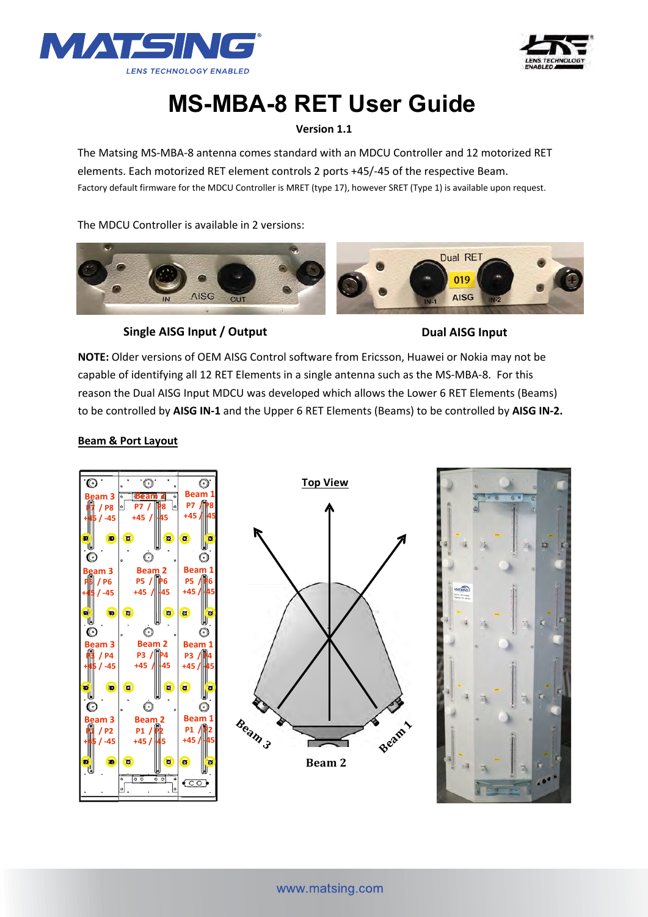# MS-MBA-8 RET User Guide

**Version 1.1**

The Matsing MS-MBA-8 antenna comes standard with an MDCU Controller and 12 motorized RET elements. Each motorized RET element controls 2 ports +45/-45 of the respective Beam.

Factory default firmware for the MDCU Controller is MRET (type 17), however SRET (Type 1) is available upon request.

The MDCU Controller is available in 2 versions:

**Single AISG Input / Output** **Dual AISG Input**

**NOTE:** Older versions of OEM AISG Control software from Ericsson, Huawei or Nokia may not be capable of identifying all 12 RET Elements in a single antenna such as the MS-MBA-8. For this reason the Dual AISG Input MDCU was developed which allows the Lower 6 RET Elements (Beams) to be controlled by **AISG IN-1** and the Upper 6 RET Elements (Beams) to be controlled by **AISG IN-2.**

**Beam & Port Layout**

| Beam 3 | Beam 2 | Beam 1 |
| --- | --- | --- |
| P7 / P8 +45 / -45 | P7 / P8 +45 / -45 | P7 / P8 +45 / -45 |
| P5 / P6 +45 / -45 | P5 / P6 +45 / -45 | P5 / P6 +45 / -45 |
| P3 / P4 +45 / -45 | P3 / P4 +45 / -45 | P3 / P4 +45 / -45 |
| P1 / P2 +45 / -45 | P1 / P2 +45 / -45 | P1 / P2 +45 / -45 |

**Top View**

Beam 3 Beam 2 Beam 1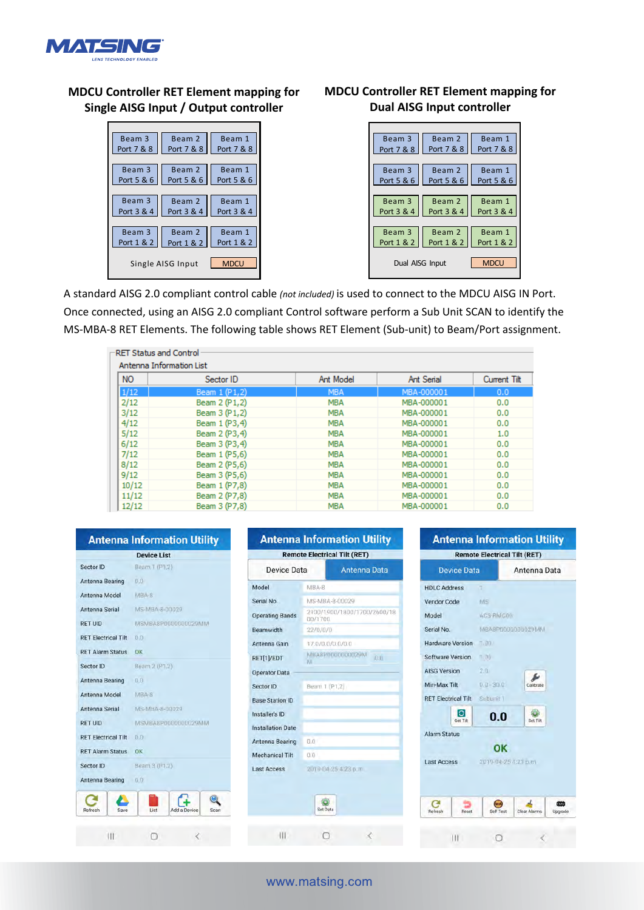## MDCU Controller RET Element mapping for Single AISG Input / Output controller

| | | |
|---|---|---|
| Beam 3 Port 7 & 8 | Beam 2 Port 7 & 8 | Beam 1 Port 7 & 8 |
| Beam 3 Port 5 & 6 | Beam 2 Port 5 & 6 | Beam 1 Port 5 & 6 |
| Beam 3 Port 3 & 4 | Beam 2 Port 3 & 4 | Beam 1 Port 3 & 4 |
| Beam 3 Port 1 & 2 | Beam 2 Port 1 & 2 | Beam 1 Port 1 & 2 |
| Single AISG Input | | MDCU |

## MDCU Controller RET Element mapping for Dual AISG Input controller

| | | |
|---|---|---|
| Beam 3 Port 7 & 8 | Beam 2 Port 7 & 8 | Beam 1 Port 7 & 8 |
| Beam 3 Port 5 & 6 | Beam 2 Port 5 & 6 | Beam 1 Port 5 & 6 |
| Beam 3 Port 3 & 4 | Beam 2 Port 3 & 4 | Beam 1 Port 3 & 4 |
| Beam 3 Port 1 & 2 | Beam 2 Port 1 & 2 | Beam 1 Port 1 & 2 |
| Dual AISG Input | | MDCU |

A standard AISG 2.0 compliant control cable *(not included)* is used to connect to the MDCU AISG IN Port. Once connected, using an AISG 2.0 compliant Control software perform a Sub Unit SCAN to identify the MS-MBA-8 RET Elements. The following table shows RET Element (Sub-unit) to Beam/Port assignment.

**RET Status and Control**

Antenna Information List

| NO | Sector ID | Ant Model | Ant Serial | Current Tilt |
|---|---|---|---|---|
| 1/12 | Beam 1 (P1,2) | MBA | MBA-000001 | 0.0 |
| 2/12 | Beam 2 (P1,2) | MBA | MBA-000001 | 0.0 |
| 3/12 | Beam 3 (P1,2) | MBA | MBA-000001 | 0.0 |
| 4/12 | Beam 1 (P3,4) | MBA | MBA-000001 | 0.0 |
| 5/12 | Beam 2 (P3,4) | MBA | MBA-000001 | 1.0 |
| 6/12 | Beam 3 (P3,4) | MBA | MBA-000001 | 0.0 |
| 7/12 | Beam 1 (P5,6) | MBA | MBA-000001 | 0.0 |
| 8/12 | Beam 2 (P5,6) | MBA | MBA-000001 | 0.0 |
| 9/12 | Beam 3 (P5,6) | MBA | MBA-000001 | 0.0 |
| 10/12 | Beam 1 (P7,8) | MBA | MBA-000001 | 0.0 |
| 11/12 | Beam 2 (P7,8) | MBA | MBA-000001 | 0.0 |
| 12/12 | Beam 3 (P7,8) | MBA | MBA-000001 | 0.0 |

### Antenna Information Utility

Device List

| | |
|---|---|
| Sector ID | Beam 1 (P1,2) |
| Antenna Bearing | 0.0 |
| Antenna Model | MBA-8 |
| Antenna Serial | MS-MBA-8-00029 |
| RET UID | MSMBA8P0000000029MM |
| RET Electrical Tilt | 0.0 |
| RET Alarm Status | OK |
| Sector ID | Beam 2 (P1,2) |
| Antenna Bearing | 0.0 |
| Antenna Model | MBA-8 |
| Antenna Serial | MS-MBA-8-00029 |
| RET UID | MSMBA8P0000000029MM |
| RET Electrical Tilt | 0.0 |
| RET Alarm Status | OK |
| Sector ID | Beam 3 (P1,2) |
| Antenna Bearing | 0.0 |

Refresh | Save | List | Add a Device | Scan

### Antenna Information Utility

Remote Electrical Tilt (RET)

Device Data | Antenna Data

| | |
|---|---|
| Model | MBA-8 |
| Serial No. | MS-MBA-8-00029 |
| Operating Bands | 2100/1900/1800/1700/2600/1800/1700 |
| Beamwidth | 22/0/0/0 |
| Antenna Gain | 17.0/0.0/0.0/0.0 |
| RET[1]/EDT | MBA8P0000000029MM 0.0 |
| Operator Data | |
| Sector ID | Beam 1 (P1,2) |
| Base Station ID | |
| Installer's ID | |
| Installation Date | |
| Antenna Bearing | 0.0 |
| Mechanical Tilt | 0.0 |
| Last Access | 2019-04-25 4:23 p.m. |

Set Data

### Antenna Information Utility

Remote Electrical Tilt (RET)

Device Data | Antenna Data

| | |
|---|---|
| HDLC Address | 1 |
| Vendor Code | MS |
| Model | ACS-RMC00 |
| Serial No. | MBA8P0000000029MM |
| Hardware Version | 1.00 |
| Software Version | 1.00 |
| AISG Version | 2.0 |
| Min-Max Tilt | 0.0 - 30.0 |
| RET Electrical Tilt | Subunit 1 |
| | 0.0 |
| Alarm Status | OK |
| Last Access | 2019-04-25 4:23 p.m. |

Calibrate | Get Tilt | Set Tilt

Refresh | Reset | Self Test | Clear Alarms | Upgrade

www.matsing.com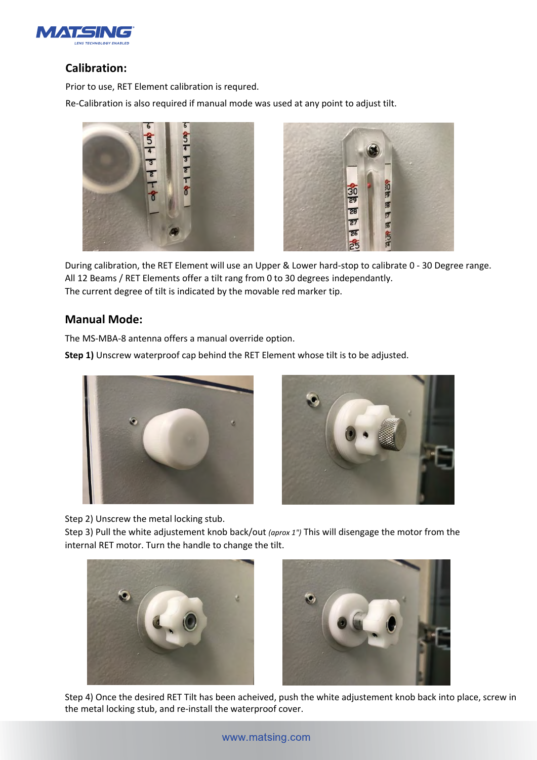## Calibration:

Prior to use, RET Element calibration is requred.

Re-Calibration is also required if manual mode was used at any point to adjust tilt.

During calibration, the RET Element will use an Upper & Lower hard-stop to calibrate 0 - 30 Degree range.
All 12 Beams / RET Elements offer a tilt rang from 0 to 30 degrees independantly.
The current degree of tilt is indicated by the movable red marker tip.

## Manual Mode:

The MS-MBA-8 antenna offers a manual override option.

**Step 1)** Unscrew waterproof cap behind the RET Element whose tilt is to be adjusted.

Step 2) Unscrew the metal locking stub.
Step 3) Pull the white adjustement knob back/out *(aprox 1")* This will disengage the motor from the internal RET motor. Turn the handle to change the tilt.

Step 4) Once the desired RET Tilt has been acheived, push the white adjustement knob back into place, screw in the metal locking stub, and re-install the waterproof cover.